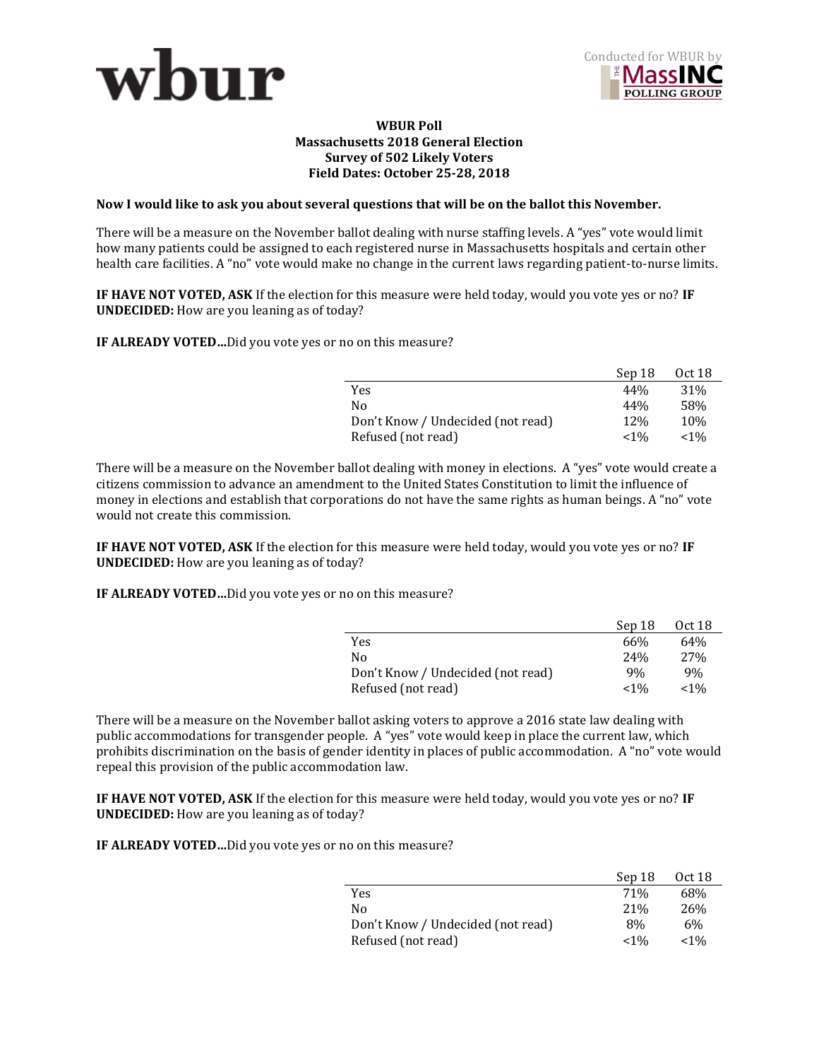wbur

Conducted for WBUR by The MassINC Polling Group

**WBUR Poll**
**Massachusetts 2018 General Election**
**Survey of 502 Likely Voters**
**Field Dates: October 25-28, 2018**

**Now I would like to ask you about several questions that will be on the ballot this November.**

There will be a measure on the November ballot dealing with nurse staffing levels. A "yes" vote would limit how many patients could be assigned to each registered nurse in Massachusetts hospitals and certain other health care facilities. A "no" vote would make no change in the current laws regarding patient-to-nurse limits.

**IF HAVE NOT VOTED, ASK** If the election for this measure were held today, would you vote yes or no? **IF UNDECIDED:** How are you leaning as of today?

**IF ALREADY VOTED…**Did you vote yes or no on this measure?

| | Sep 18 | Oct 18 |
|---|---|---|
| Yes | 44% | 31% |
| No | 44% | 58% |
| Don't Know / Undecided (not read) | 12% | 10% |
| Refused (not read) | <1% | <1% |

There will be a measure on the November ballot dealing with money in elections. A "yes" vote would create a citizens commission to advance an amendment to the United States Constitution to limit the influence of money in elections and establish that corporations do not have the same rights as human beings. A "no" vote would not create this commission.

**IF HAVE NOT VOTED, ASK** If the election for this measure were held today, would you vote yes or no? **IF UNDECIDED:** How are you leaning as of today?

**IF ALREADY VOTED…**Did you vote yes or no on this measure?

| | Sep 18 | Oct 18 |
|---|---|---|
| Yes | 66% | 64% |
| No | 24% | 27% |
| Don't Know / Undecided (not read) | 9% | 9% |
| Refused (not read) | <1% | <1% |

There will be a measure on the November ballot asking voters to approve a 2016 state law dealing with public accommodations for transgender people. A "yes" vote would keep in place the current law, which prohibits discrimination on the basis of gender identity in places of public accommodation. A "no" vote would repeal this provision of the public accommodation law.

**IF HAVE NOT VOTED, ASK** If the election for this measure were held today, would you vote yes or no? **IF UNDECIDED:** How are you leaning as of today?

**IF ALREADY VOTED…**Did you vote yes or no on this measure?

| | Sep 18 | Oct 18 |
|---|---|---|
| Yes | 71% | 68% |
| No | 21% | 26% |
| Don't Know / Undecided (not read) | 8% | 6% |
| Refused (not read) | <1% | <1% |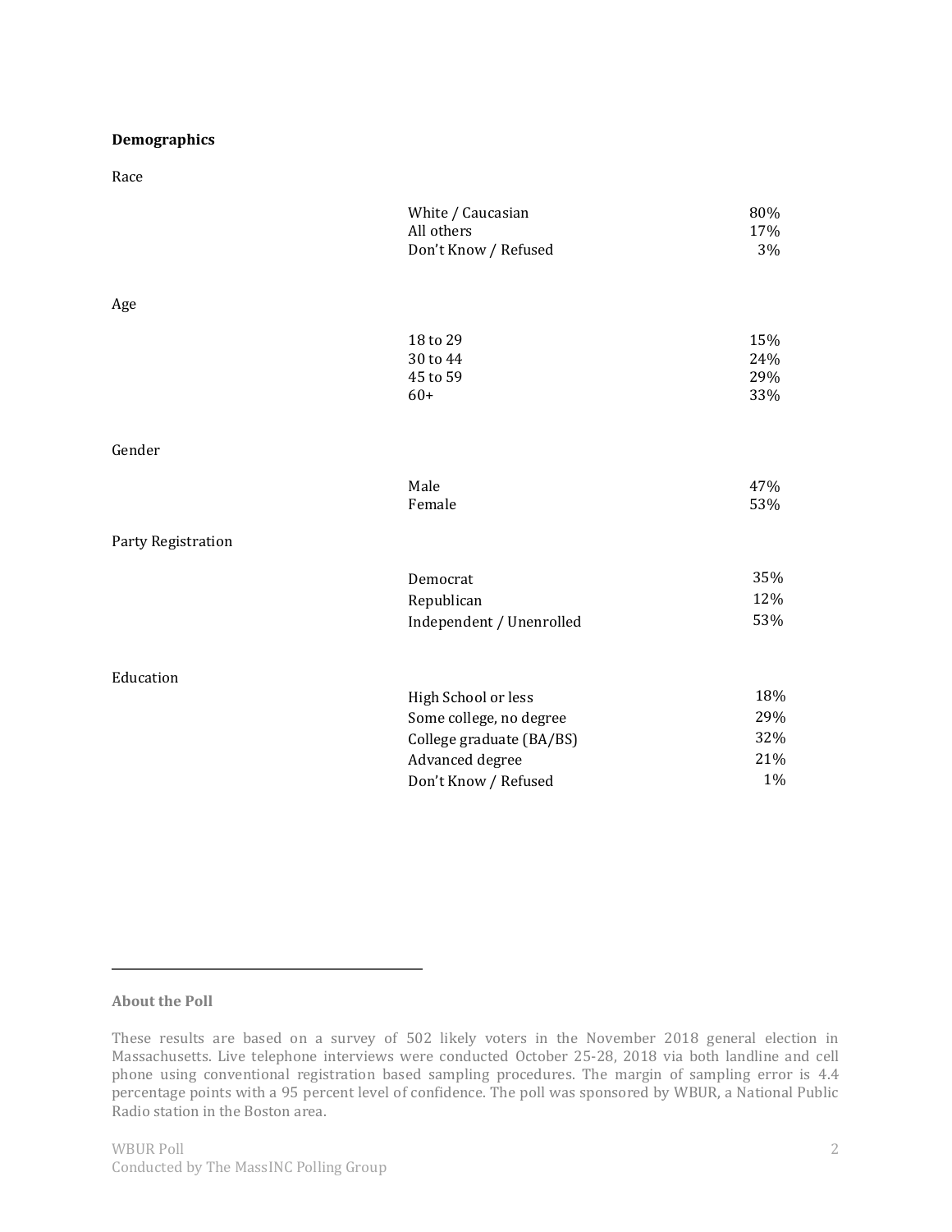**Demographics**

Race

| | | |
|---|---|---|
| | White / Caucasian | 80% |
| | All others | 17% |
| | Don't Know / Refused | 3% |

Age

| | | |
|---|---|---|
| | 18 to 29 | 15% |
| | 30 to 44 | 24% |
| | 45 to 59 | 29% |
| | 60+ | 33% |

Gender

| | | |
|---|---|---|
| | Male | 47% |
| | Female | 53% |

Party Registration

| | | |
|---|---|---|
| | Democrat | 35% |
| | Republican | 12% |
| | Independent / Unenrolled | 53% |

Education

| | | |
|---|---|---|
| | High School or less | 18% |
| | Some college, no degree | 29% |
| | College graduate (BA/BS) | 32% |
| | Advanced degree | 21% |
| | Don't Know / Refused | 1% |

---

**About the Poll**

These results are based on a survey of 502 likely voters in the November 2018 general election in Massachusetts. Live telephone interviews were conducted October 25-28, 2018 via both landline and cell phone using conventional registration based sampling procedures. The margin of sampling error is 4.4 percentage points with a 95 percent level of confidence. The poll was sponsored by WBUR, a National Public Radio station in the Boston area.